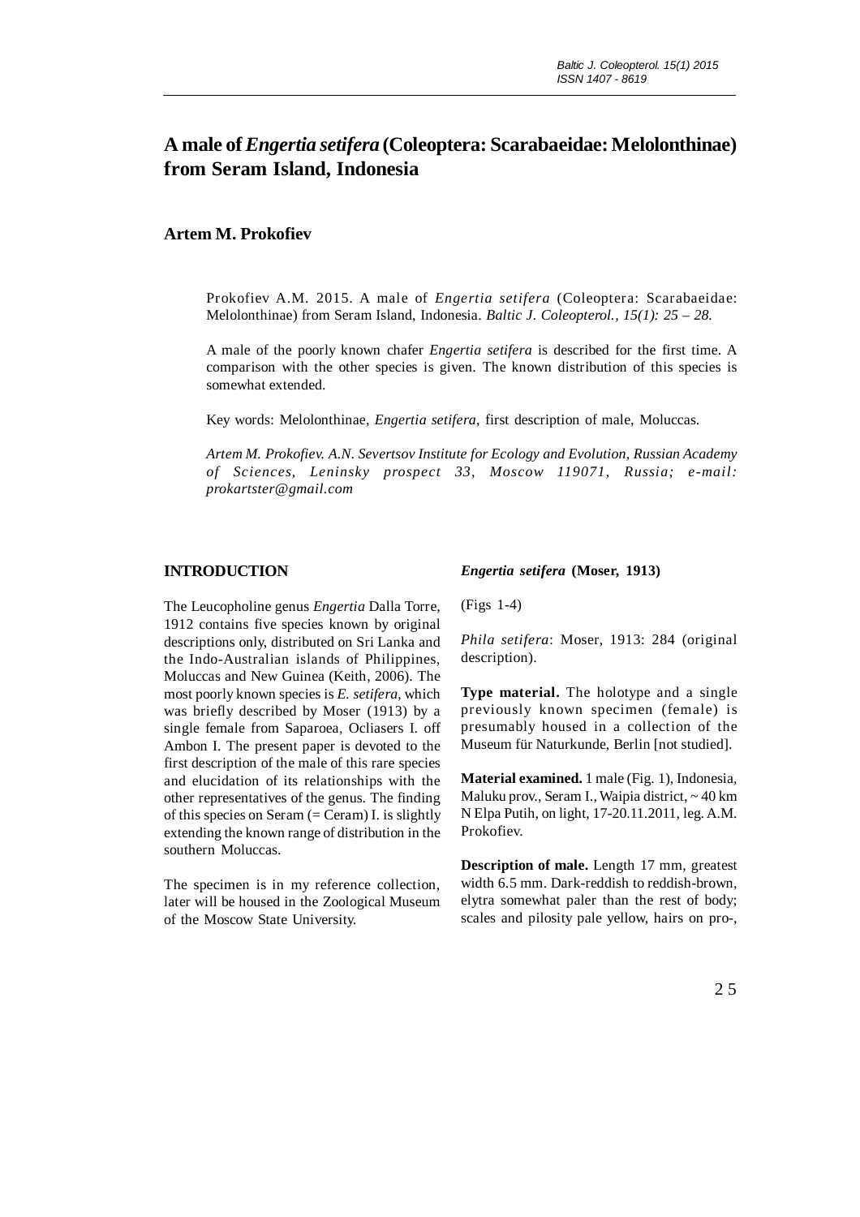# A male of *Engertia setifera* (Coleoptera: Scarabaeidae: Melolonthinae) from Seram Island, Indonesia

## Artem M. Prokofiev

Prokofiev A.M. 2015. A male of *Engertia setifera* (Coleoptera: Scarabaeidae: Melolonthinae) from Seram Island, Indonesia. *Baltic J. Coleopterol., 15(1): 25 – 28.*

A male of the poorly known chafer *Engertia setifera* is described for the first time. A comparison with the other species is given. The known distribution of this species is somewhat extended.

Key words: Melolonthinae, *Engertia setifera*, first description of male, Moluccas.

*Artem M. Prokofiev. A.N. Severtsov Institute for Ecology and Evolution, Russian Academy of Sciences, Leninsky prospect 33, Moscow 119071, Russia; e-mail: prokartster@gmail.com*

## INTRODUCTION

The Leucopholine genus *Engertia* Dalla Torre, 1912 contains five species known by original descriptions only, distributed on Sri Lanka and the Indo-Australian islands of Philippines, Moluccas and New Guinea (Keith, 2006). The most poorly known species is *E. setifera*, which was briefly described by Moser (1913) by a single female from Saparoea, Ocliasers I. off Ambon I. The present paper is devoted to the first description of the male of this rare species and elucidation of its relationships with the other representatives of the genus. The finding of this species on Seram (= Ceram) I. is slightly extending the known range of distribution in the southern Moluccas.

The specimen is in my reference collection, later will be housed in the Zoological Museum of the Moscow State University.

### *Engertia setifera* (Moser, 1913)

(Figs 1-4)

*Phila setifera*: Moser, 1913: 284 (original description).

**Type material.** The holotype and a single previously known specimen (female) is presumably housed in a collection of the Museum für Naturkunde, Berlin [not studied].

**Material examined.** 1 male (Fig. 1), Indonesia, Maluku prov., Seram I., Waipia district, ~ 40 km N Elpa Putih, on light, 17-20.11.2011, leg. A.M. Prokofiev.

**Description of male.** Length 17 mm, greatest width 6.5 mm. Dark-reddish to reddish-brown, elytra somewhat paler than the rest of body; scales and pilosity pale yellow, hairs on pro-,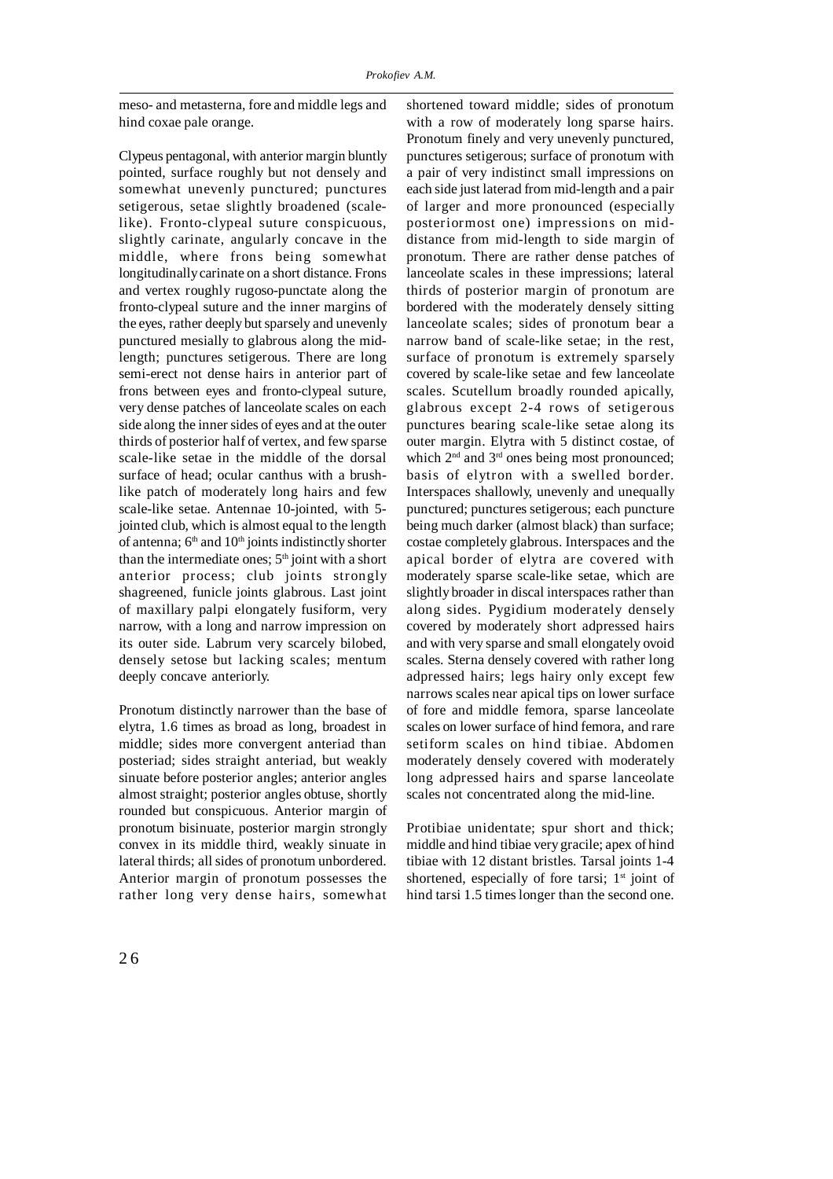meso- and metasterna, fore and middle legs and hind coxae pale orange.

Clypeus pentagonal, with anterior margin bluntly pointed, surface roughly but not densely and somewhat unevenly punctured; punctures setigerous, setae slightly broadened (scale-like). Fronto-clypeal suture conspicuous, slightly carinate, angularly concave in the middle, where frons being somewhat longitudinally carinate on a short distance. Frons and vertex roughly rugoso-punctate along the fronto-clypeal suture and the inner margins of the eyes, rather deeply but sparsely and unevenly punctured mesially to glabrous along the mid-length; punctures setigerous. There are long semi-erect not dense hairs in anterior part of frons between eyes and fronto-clypeal suture, very dense patches of lanceolate scales on each side along the inner sides of eyes and at the outer thirds of posterior half of vertex, and few sparse scale-like setae in the middle of the dorsal surface of head; ocular canthus with a brush-like patch of moderately long hairs and few scale-like setae. Antennae 10-jointed, with 5-jointed club, which is almost equal to the length of antenna; 6th and 10th joints indistinctly shorter than the intermediate ones; 5th joint with a short anterior process; club joints strongly shagreened, funicle joints glabrous. Last joint of maxillary palpi elongately fusiform, very narrow, with a long and narrow impression on its outer side. Labrum very scarcely bilobed, densely setose but lacking scales; mentum deeply concave anteriorly.

Pronotum distinctly narrower than the base of elytra, 1.6 times as broad as long, broadest in middle; sides more convergent anteriad than posteriad; sides straight anteriad, but weakly sinuate before posterior angles; anterior angles almost straight; posterior angles obtuse, shortly rounded but conspicuous. Anterior margin of pronotum bisinuate, posterior margin strongly convex in its middle third, weakly sinuate in lateral thirds; all sides of pronotum unbordered. Anterior margin of pronotum possesses the rather long very dense hairs, somewhat shortened toward middle; sides of pronotum with a row of moderately long sparse hairs. Pronotum finely and very unevenly punctured, punctures setigerous; surface of pronotum with a pair of very indistinct small impressions on each side just laterad from mid-length and a pair of larger and more pronounced (especially posteriormost one) impressions on mid-distance from mid-length to side margin of pronotum. There are rather dense patches of lanceolate scales in these impressions; lateral thirds of posterior margin of pronotum are bordered with the moderately densely sitting lanceolate scales; sides of pronotum bear a narrow band of scale-like setae; in the rest, surface of pronotum is extremely sparsely covered by scale-like setae and few lanceolate scales. Scutellum broadly rounded apically, glabrous except 2-4 rows of setigerous punctures bearing scale-like setae along its outer margin. Elytra with 5 distinct costae, of which 2nd and 3rd ones being most pronounced; basis of elytron with a swelled border. Interspaces shallowly, unevenly and unequally punctured; punctures setigerous; each puncture being much darker (almost black) than surface; costae completely glabrous. Interspaces and the apical border of elytra are covered with moderately sparse scale-like setae, which are slightly broader in discal interspaces rather than along sides. Pygidium moderately densely covered by moderately short adpressed hairs and with very sparse and small elongately ovoid scales. Sterna densely covered with rather long adpressed hairs; legs hairy only except few narrows scales near apical tips on lower surface of fore and middle femora, sparse lanceolate scales on lower surface of hind femora, and rare setiform scales on hind tibiae. Abdomen moderately densely covered with moderately long adpressed hairs and sparse lanceolate scales not concentrated along the mid-line.

Protibiae unidentate; spur short and thick; middle and hind tibiae very gracile; apex of hind tibiae with 12 distant bristles. Tarsal joints 1-4 shortened, especially of fore tarsi; 1st joint of hind tarsi 1.5 times longer than the second one.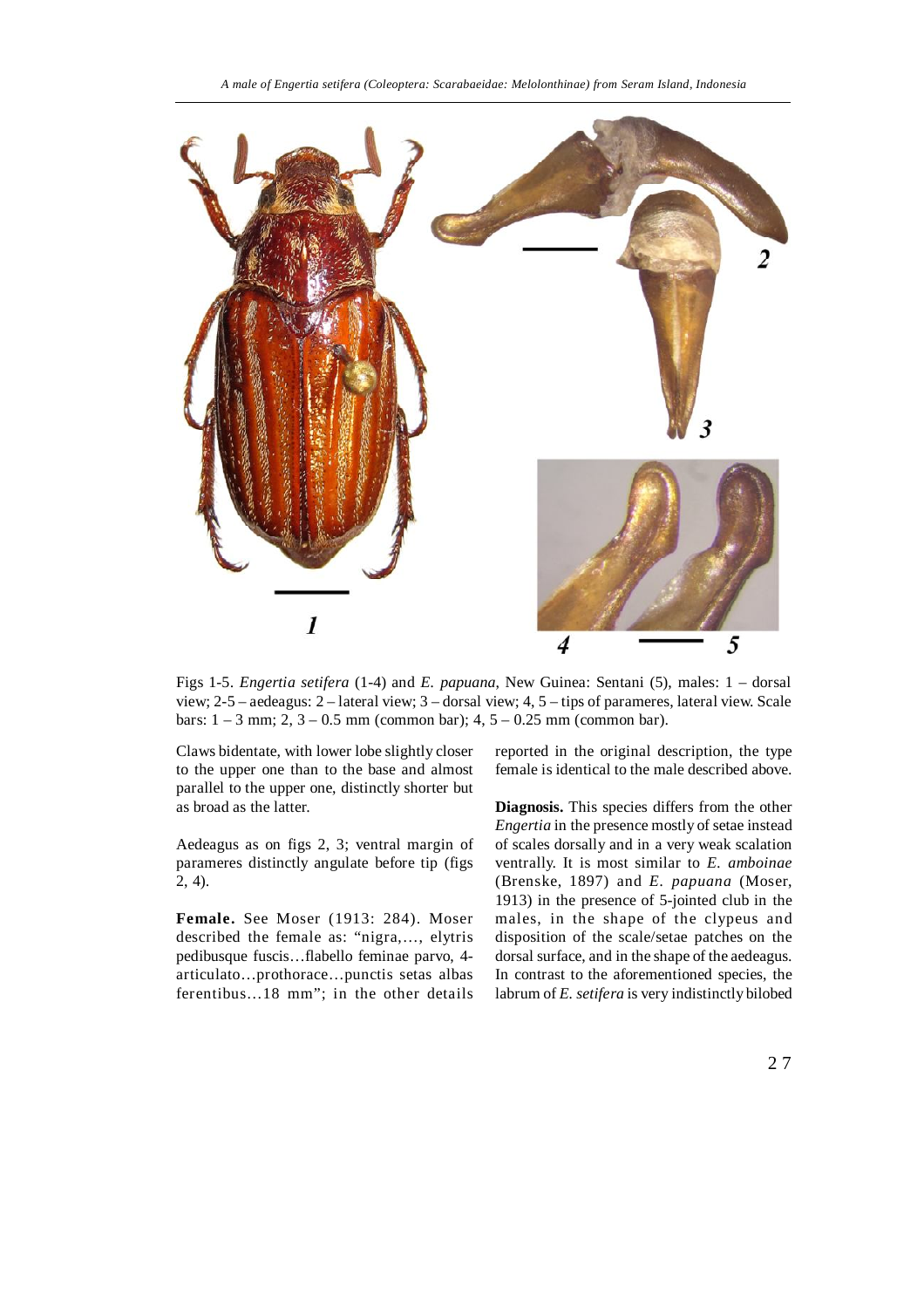Figs 1-5. *Engertia setifera* (1-4) and *E. papuana*, New Guinea: Sentani (5), males: 1 – dorsal view; 2-5 – aedeagus: 2 – lateral view; 3 – dorsal view; 4, 5 – tips of parameres, lateral view. Scale bars: 1 – 3 mm; 2, 3 – 0.5 mm (common bar); 4, 5 – 0.25 mm (common bar).

Claws bidentate, with lower lobe slightly closer to the upper one than to the base and almost parallel to the upper one, distinctly shorter but as broad as the latter.

Aedeagus as on figs 2, 3; ventral margin of parameres distinctly angulate before tip (figs 2, 4).

**Female.** See Moser (1913: 284). Moser described the female as: "nigra,..., elytris pedibusque fuscis…flabello feminae parvo, 4-articulato…prothorace…punctis setas albas ferentibus…18 mm"; in the other details reported in the original description, the type female is identical to the male described above.

**Diagnosis.** This species differs from the other *Engertia* in the presence mostly of setae instead of scales dorsally and in a very weak scalation ventrally. It is most similar to *E. amboinae* (Brenske, 1897) and *E. papuana* (Moser, 1913) in the presence of 5-jointed club in the males, in the shape of the clypeus and disposition of the scale/setae patches on the dorsal surface, and in the shape of the aedeagus. In contrast to the aforementioned species, the labrum of *E. setifera* is very indistinctly bilobed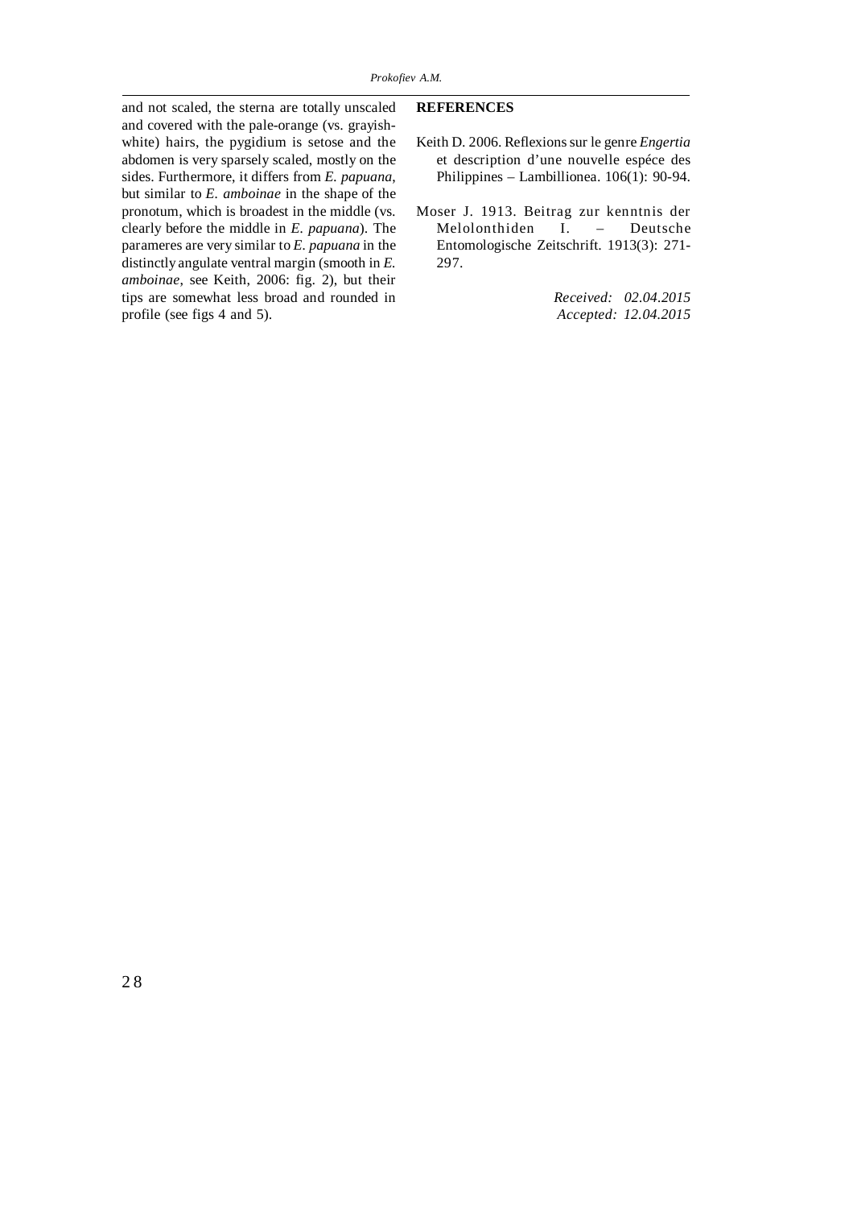and not scaled, the sterna are totally unscaled and covered with the pale-orange (vs. grayish-white) hairs, the pygidium is setose and the abdomen is very sparsely scaled, mostly on the sides. Furthermore, it differs from *E. papuana*, but similar to *E. amboinae* in the shape of the pronotum, which is broadest in the middle (vs. clearly before the middle in *E. papuana*). The parameres are very similar to *E. papuana* in the distinctly angulate ventral margin (smooth in *E. amboinae*, see Keith, 2006: fig. 2), but their tips are somewhat less broad and rounded in profile (see figs 4 and 5).

**REFERENCES**

Keith D. 2006. Reflexions sur le genre *Engertia* et description d'une nouvelle espéce des Philippines – Lambillionea. 106(1): 90-94.

Moser J. 1913. Beitrag zur kenntnis der Melolonthiden I. – Deutsche Entomologische Zeitschrift. 1913(3): 271-297.

*Received: 02.04.2015*
*Accepted: 12.04.2015*